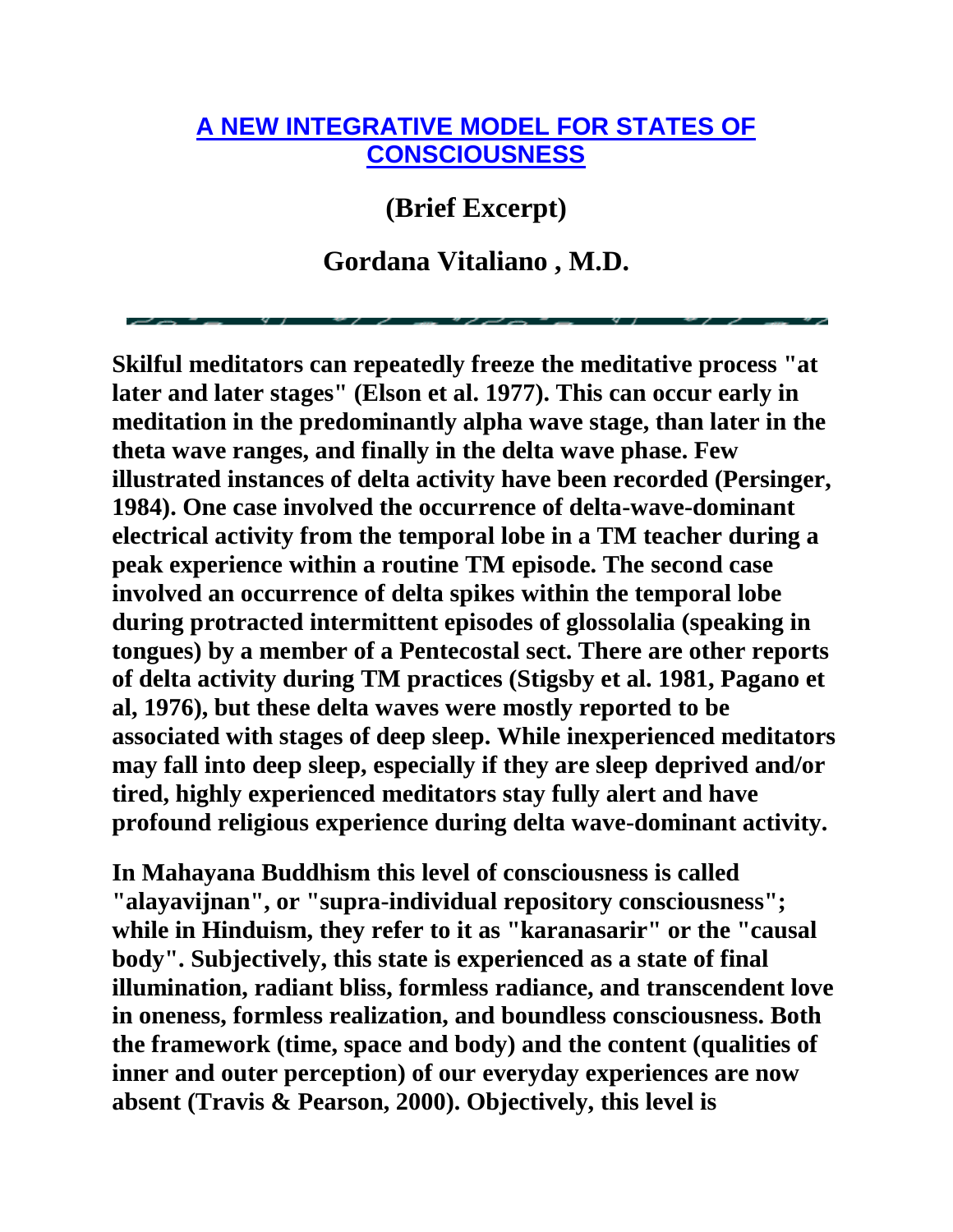# [A NEW INTEGRATIVE MODEL FOR STATES OF CONSCIOUSNESS]

## (Brief Excerpt)

## Gordana Vitaliano , M.D.

---

**Skilful meditators can repeatedly freeze the meditative process "at later and later stages" (Elson et al. 1977). This can occur early in meditation in the predominantly alpha wave stage, than later in the theta wave ranges, and finally in the delta wave phase. Few illustrated instances of delta activity have been recorded (Persinger, 1984). One case involved the occurrence of delta-wave-dominant electrical activity from the temporal lobe in a TM teacher during a peak experience within a routine TM episode. The second case involved an occurrence of delta spikes within the temporal lobe during protracted intermittent episodes of glossolalia (speaking in tongues) by a member of a Pentecostal sect. There are other reports of delta activity during TM practices (Stigsby et al. 1981, Pagano et al, 1976), but these delta waves were mostly reported to be associated with stages of deep sleep. While inexperienced meditators may fall into deep sleep, especially if they are sleep deprived and/or tired, highly experienced meditators stay fully alert and have profound religious experience during delta wave-dominant activity.**

**In Mahayana Buddhism this level of consciousness is called "alayavijnan", or "supra-individual repository consciousness"; while in Hinduism, they refer to it as "karanasarir" or the "causal body". Subjectively, this state is experienced as a state of final illumination, radiant bliss, formless radiance, and transcendent love in oneness, formless realization, and boundless consciousness. Both the framework (time, space and body) and the content (qualities of inner and outer perception) of our everyday experiences are now absent (Travis & Pearson, 2000). Objectively, this level is**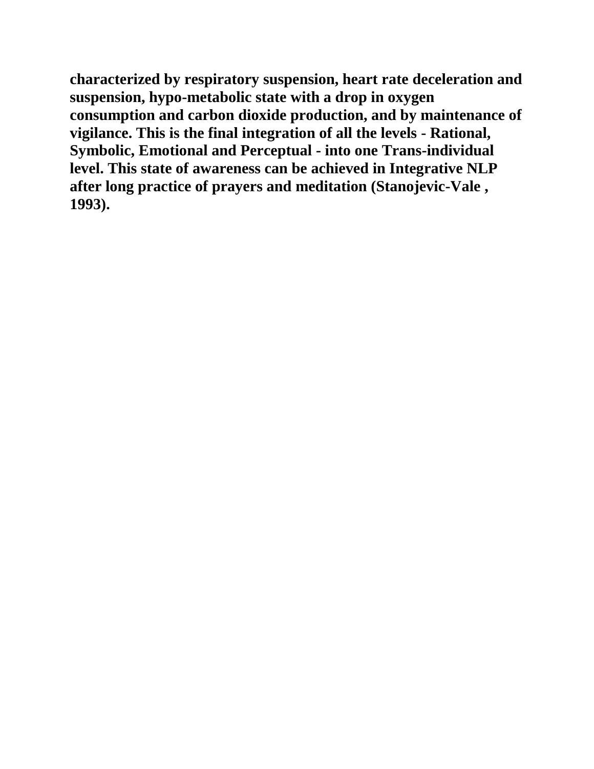**characterized by respiratory suspension, heart rate deceleration and suspension, hypo-metabolic state with a drop in oxygen consumption and carbon dioxide production, and by maintenance of vigilance. This is the final integration of all the levels - Rational, Symbolic, Emotional and Perceptual - into one Trans-individual level. This state of awareness can be achieved in Integrative NLP after long practice of prayers and meditation (Stanojevic-Vale , 1993).**